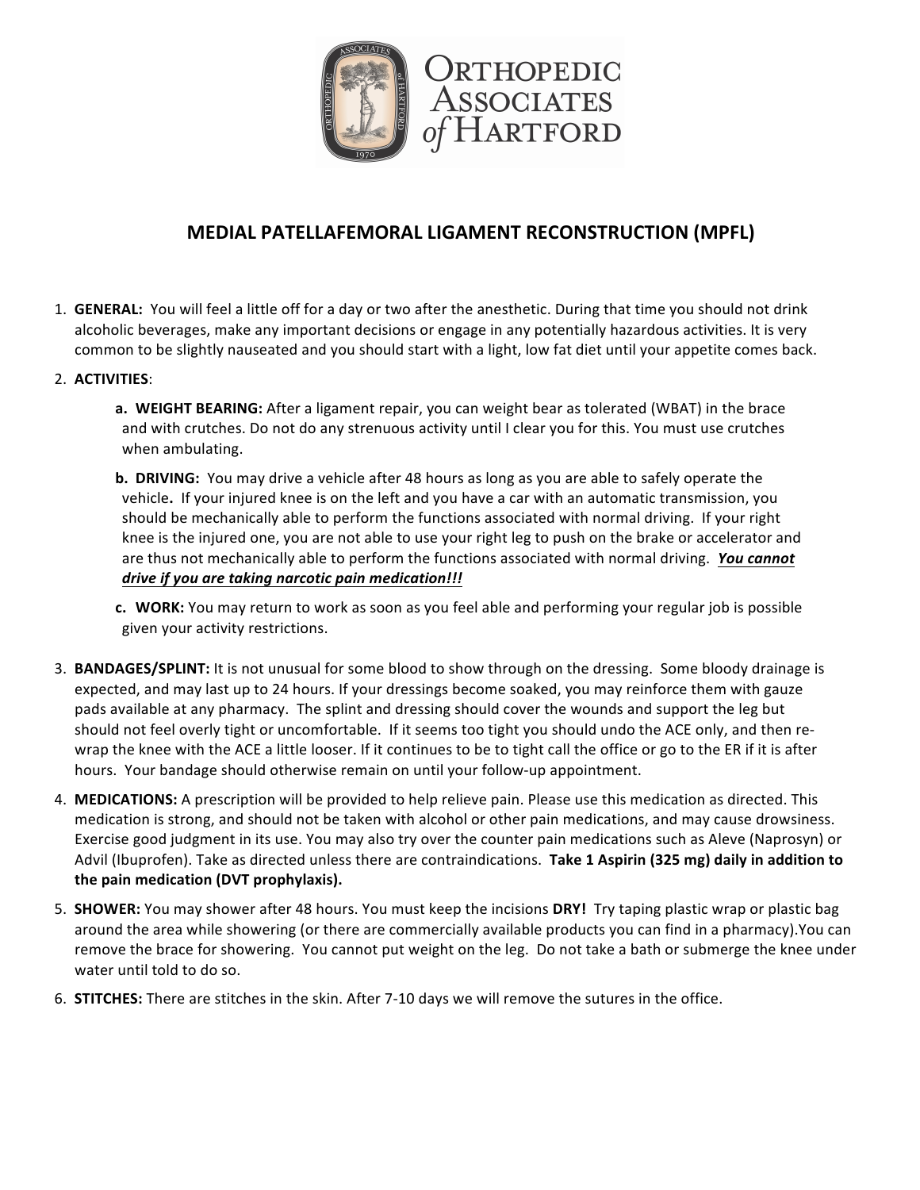# MEDIAL PATELLAFEMORAL LIGAMENT RECONSTRUCTION (MPFL)

1. **GENERAL:** You will feel a little off for a day or two after the anesthetic. During that time you should not drink alcoholic beverages, make any important decisions or engage in any potentially hazardous activities. It is very common to be slightly nauseated and you should start with a light, low fat diet until your appetite comes back.

2. **ACTIVITIES**:

   a. **WEIGHT BEARING:** After a ligament repair, you can weight bear as tolerated (WBAT) in the brace and with crutches. Do not do any strenuous activity until I clear you for this. You must use crutches when ambulating.

   b. **DRIVING:** You may drive a vehicle after 48 hours as long as you are able to safely operate the vehicle**.** If your injured knee is on the left and you have a car with an automatic transmission, you should be mechanically able to perform the functions associated with normal driving. If your right knee is the injured one, you are not able to use your right leg to push on the brake or accelerator and are thus not mechanically able to perform the functions associated with normal driving. ***<u>You cannot drive if you are taking narcotic pain medication!!!</u>***

   c. **WORK:** You may return to work as soon as you feel able and performing your regular job is possible given your activity restrictions.

3. **BANDAGES/SPLINT:** It is not unusual for some blood to show through on the dressing. Some bloody drainage is expected, and may last up to 24 hours. If your dressings become soaked, you may reinforce them with gauze pads available at any pharmacy. The splint and dressing should cover the wounds and support the leg but should not feel overly tight or uncomfortable. If it seems too tight you should undo the ACE only, and then re-wrap the knee with the ACE a little looser. If it continues to be to tight call the office or go to the ER if it is after hours. Your bandage should otherwise remain on until your follow-up appointment.

4. **MEDICATIONS:** A prescription will be provided to help relieve pain. Please use this medication as directed. This medication is strong, and should not be taken with alcohol or other pain medications, and may cause drowsiness. Exercise good judgment in its use. You may also try over the counter pain medications such as Aleve (Naprosyn) or Advil (Ibuprofen). Take as directed unless there are contraindications. **Take 1 Aspirin (325 mg) daily in addition to the pain medication (DVT prophylaxis).**

5. **SHOWER:** You may shower after 48 hours. You must keep the incisions **DRY!** Try taping plastic wrap or plastic bag around the area while showering (or there are commercially available products you can find in a pharmacy).You can remove the brace for showering. You cannot put weight on the leg. Do not take a bath or submerge the knee under water until told to do so.

6. **STITCHES:** There are stitches in the skin. After 7-10 days we will remove the sutures in the office.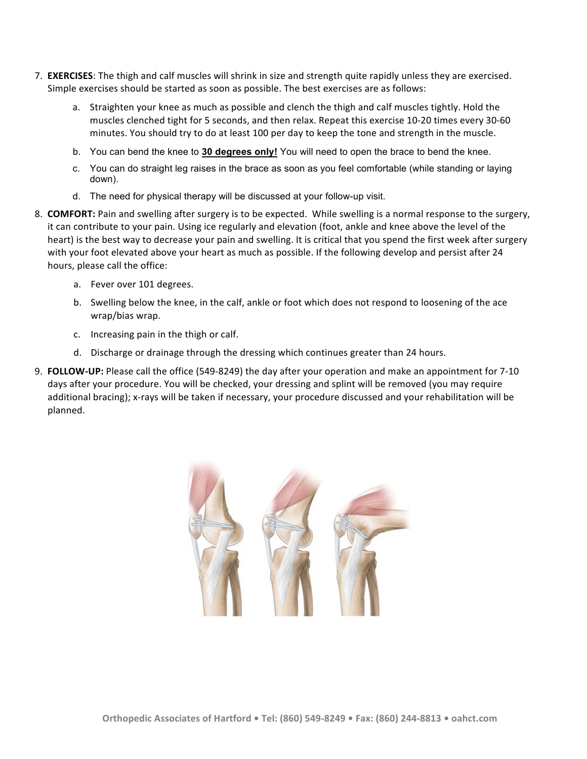7. **EXERCISES**: The thigh and calf muscles will shrink in size and strength quite rapidly unless they are exercised. Simple exercises should be started as soon as possible. The best exercises are as follows:

    a. Straighten your knee as much as possible and clench the thigh and calf muscles tightly. Hold the muscles clenched tight for 5 seconds, and then relax. Repeat this exercise 10-20 times every 30-60 minutes. You should try to do at least 100 per day to keep the tone and strength in the muscle.

    b. You can bend the knee to **30 degrees only!** You will need to open the brace to bend the knee.

    c. You can do straight leg raises in the brace as soon as you feel comfortable (while standing or laying down).

    d. The need for physical therapy will be discussed at your follow-up visit.

8. **COMFORT:** Pain and swelling after surgery is to be expected. While swelling is a normal response to the surgery, it can contribute to your pain. Using ice regularly and elevation (foot, ankle and knee above the level of the heart) is the best way to decrease your pain and swelling. It is critical that you spend the first week after surgery with your foot elevated above your heart as much as possible. If the following develop and persist after 24 hours, please call the office:

    a. Fever over 101 degrees.

    b. Swelling below the knee, in the calf, ankle or foot which does not respond to loosening of the ace wrap/bias wrap.

    c. Increasing pain in the thigh or calf.

    d. Discharge or drainage through the dressing which continues greater than 24 hours.

9. **FOLLOW-UP:** Please call the office (549-8249) the day after your operation and make an appointment for 7-10 days after your procedure. You will be checked, your dressing and splint will be removed (you may require additional bracing); x-rays will be taken if necessary, your procedure discussed and your rehabilitation will be planned.